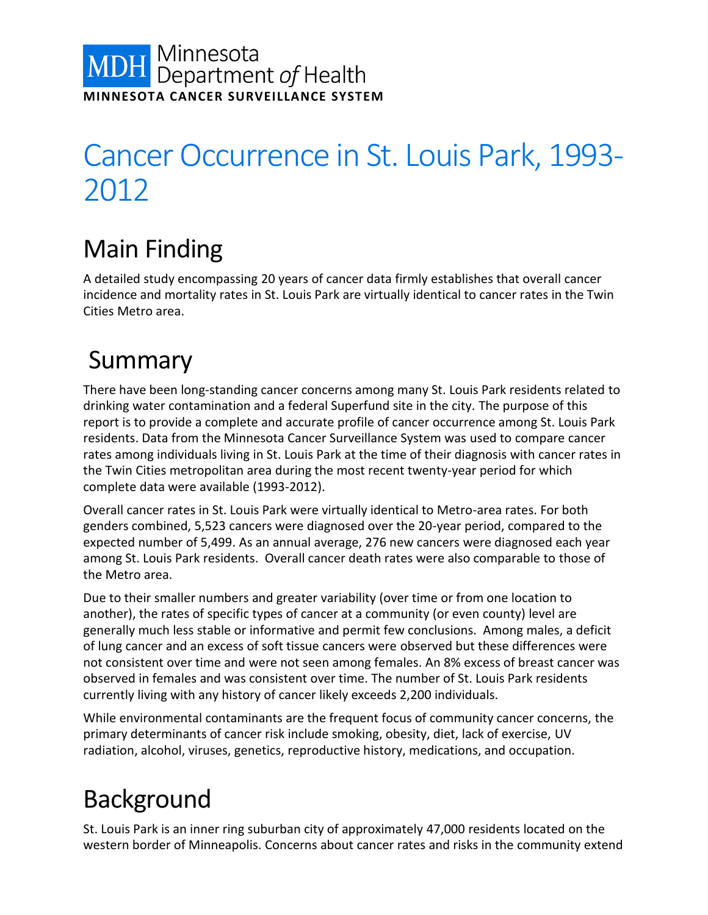MDH Minnesota Department *of* Health

**MINNESOTA CANCER SURVEILLANCE SYSTEM**

# Cancer Occurrence in St. Louis Park, 1993-2012

## Main Finding

A detailed study encompassing 20 years of cancer data firmly establishes that overall cancer incidence and mortality rates in St. Louis Park are virtually identical to cancer rates in the Twin Cities Metro area.

## Summary

There have been long-standing cancer concerns among many St. Louis Park residents related to drinking water contamination and a federal Superfund site in the city. The purpose of this report is to provide a complete and accurate profile of cancer occurrence among St. Louis Park residents. Data from the Minnesota Cancer Surveillance System was used to compare cancer rates among individuals living in St. Louis Park at the time of their diagnosis with cancer rates in the Twin Cities metropolitan area during the most recent twenty-year period for which complete data were available (1993-2012).

Overall cancer rates in St. Louis Park were virtually identical to Metro-area rates. For both genders combined, 5,523 cancers were diagnosed over the 20-year period, compared to the expected number of 5,499. As an annual average, 276 new cancers were diagnosed each year among St. Louis Park residents. Overall cancer death rates were also comparable to those of the Metro area.

Due to their smaller numbers and greater variability (over time or from one location to another), the rates of specific types of cancer at a community (or even county) level are generally much less stable or informative and permit few conclusions. Among males, a deficit of lung cancer and an excess of soft tissue cancers were observed but these differences were not consistent over time and were not seen among females. An 8% excess of breast cancer was observed in females and was consistent over time. The number of St. Louis Park residents currently living with any history of cancer likely exceeds 2,200 individuals.

While environmental contaminants are the frequent focus of community cancer concerns, the primary determinants of cancer risk include smoking, obesity, diet, lack of exercise, UV radiation, alcohol, viruses, genetics, reproductive history, medications, and occupation.

## Background

St. Louis Park is an inner ring suburban city of approximately 47,000 residents located on the western border of Minneapolis. Concerns about cancer rates and risks in the community extend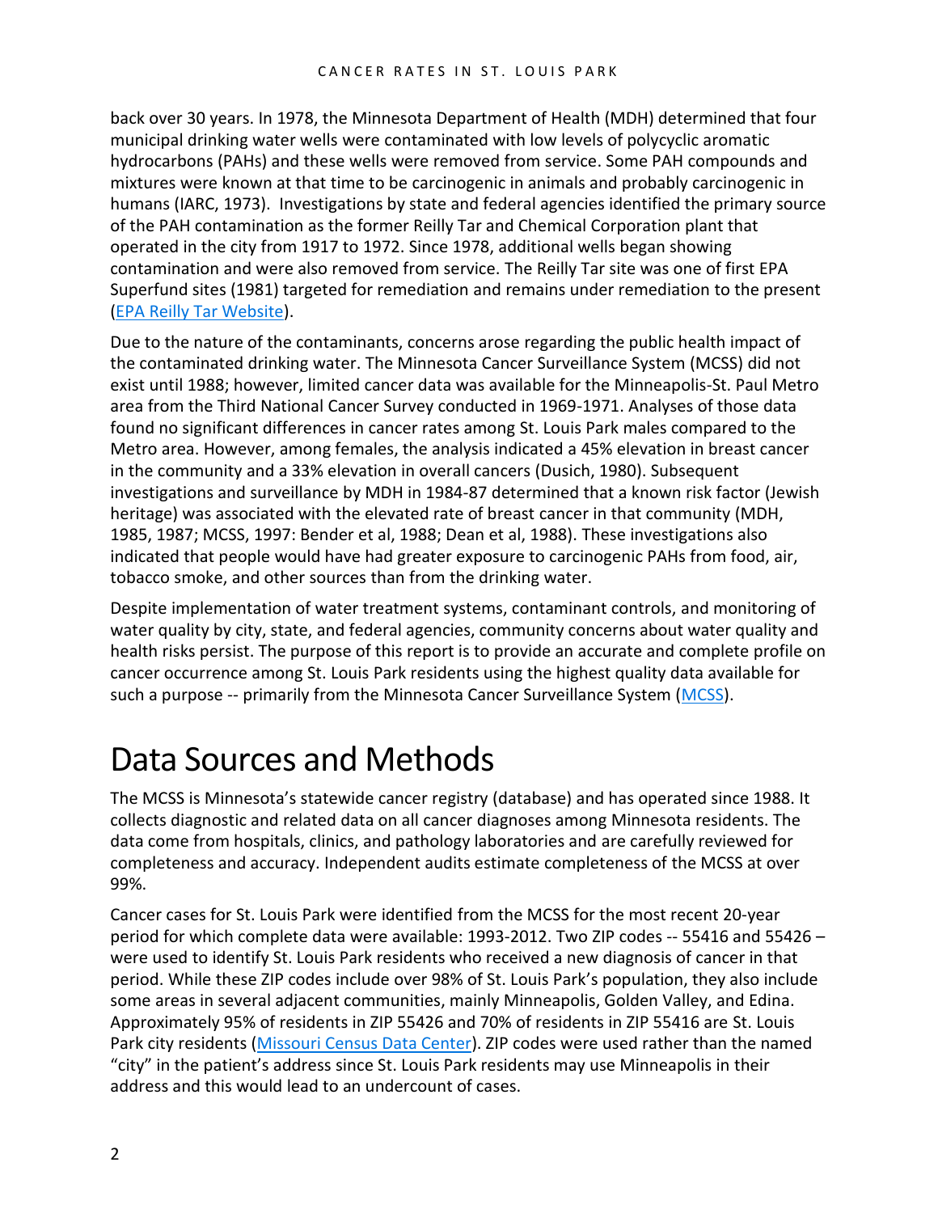back over 30 years. In 1978, the Minnesota Department of Health (MDH) determined that four municipal drinking water wells were contaminated with low levels of polycyclic aromatic hydrocarbons (PAHs) and these wells were removed from service. Some PAH compounds and mixtures were known at that time to be carcinogenic in animals and probably carcinogenic in humans (IARC, 1973). Investigations by state and federal agencies identified the primary source of the PAH contamination as the former Reilly Tar and Chemical Corporation plant that operated in the city from 1917 to 1972. Since 1978, additional wells began showing contamination and were also removed from service. The Reilly Tar site was one of first EPA Superfund sites (1981) targeted for remediation and remains under remediation to the present (EPA Reilly Tar Website).

Due to the nature of the contaminants, concerns arose regarding the public health impact of the contaminated drinking water. The Minnesota Cancer Surveillance System (MCSS) did not exist until 1988; however, limited cancer data was available for the Minneapolis-St. Paul Metro area from the Third National Cancer Survey conducted in 1969-1971. Analyses of those data found no significant differences in cancer rates among St. Louis Park males compared to the Metro area. However, among females, the analysis indicated a 45% elevation in breast cancer in the community and a 33% elevation in overall cancers (Dusich, 1980). Subsequent investigations and surveillance by MDH in 1984-87 determined that a known risk factor (Jewish heritage) was associated with the elevated rate of breast cancer in that community (MDH, 1985, 1987; MCSS, 1997: Bender et al, 1988; Dean et al, 1988). These investigations also indicated that people would have had greater exposure to carcinogenic PAHs from food, air, tobacco smoke, and other sources than from the drinking water.

Despite implementation of water treatment systems, contaminant controls, and monitoring of water quality by city, state, and federal agencies, community concerns about water quality and health risks persist. The purpose of this report is to provide an accurate and complete profile on cancer occurrence among St. Louis Park residents using the highest quality data available for such a purpose -- primarily from the Minnesota Cancer Surveillance System (MCSS).

# Data Sources and Methods

The MCSS is Minnesota's statewide cancer registry (database) and has operated since 1988. It collects diagnostic and related data on all cancer diagnoses among Minnesota residents. The data come from hospitals, clinics, and pathology laboratories and are carefully reviewed for completeness and accuracy. Independent audits estimate completeness of the MCSS at over 99%.

Cancer cases for St. Louis Park were identified from the MCSS for the most recent 20-year period for which complete data were available: 1993-2012. Two ZIP codes -- 55416 and 55426 – were used to identify St. Louis Park residents who received a new diagnosis of cancer in that period. While these ZIP codes include over 98% of St. Louis Park's population, they also include some areas in several adjacent communities, mainly Minneapolis, Golden Valley, and Edina. Approximately 95% of residents in ZIP 55426 and 70% of residents in ZIP 55416 are St. Louis Park city residents (Missouri Census Data Center). ZIP codes were used rather than the named "city" in the patient's address since St. Louis Park residents may use Minneapolis in their address and this would lead to an undercount of cases.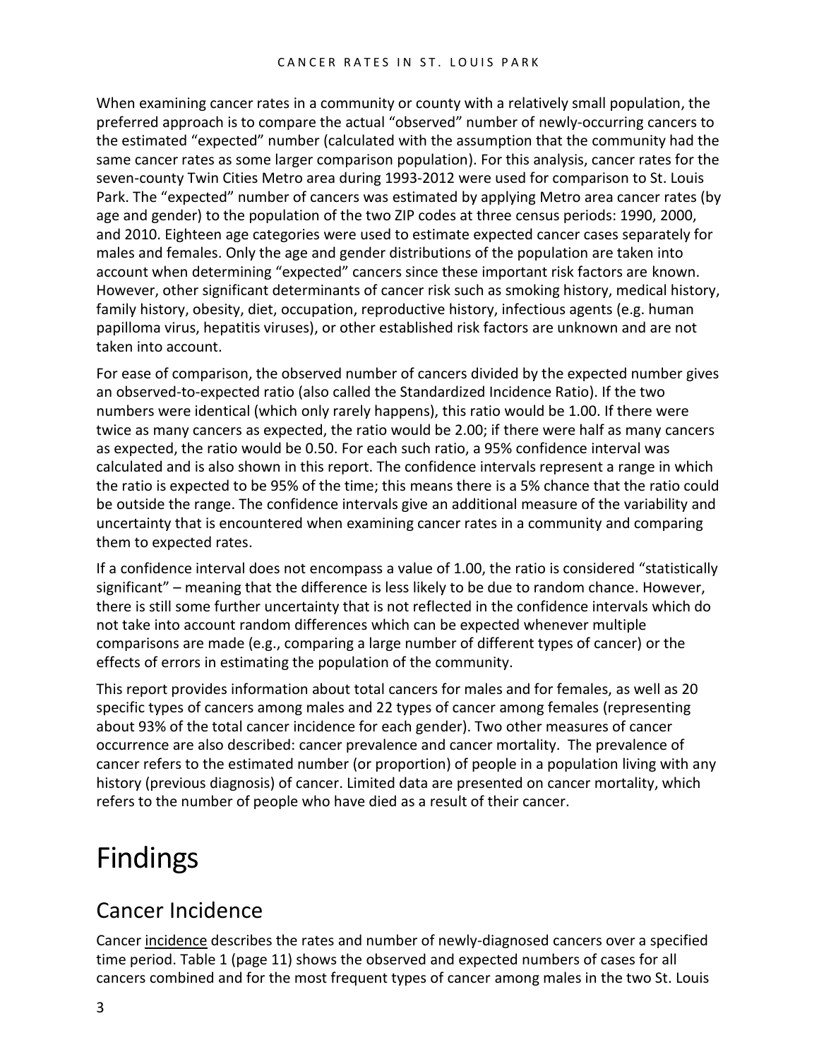When examining cancer rates in a community or county with a relatively small population, the preferred approach is to compare the actual "observed" number of newly-occurring cancers to the estimated "expected" number (calculated with the assumption that the community had the same cancer rates as some larger comparison population). For this analysis, cancer rates for the seven-county Twin Cities Metro area during 1993-2012 were used for comparison to St. Louis Park. The "expected" number of cancers was estimated by applying Metro area cancer rates (by age and gender) to the population of the two ZIP codes at three census periods: 1990, 2000, and 2010. Eighteen age categories were used to estimate expected cancer cases separately for males and females. Only the age and gender distributions of the population are taken into account when determining "expected" cancers since these important risk factors are known. However, other significant determinants of cancer risk such as smoking history, medical history, family history, obesity, diet, occupation, reproductive history, infectious agents (e.g. human papilloma virus, hepatitis viruses), or other established risk factors are unknown and are not taken into account.

For ease of comparison, the observed number of cancers divided by the expected number gives an observed-to-expected ratio (also called the Standardized Incidence Ratio). If the two numbers were identical (which only rarely happens), this ratio would be 1.00. If there were twice as many cancers as expected, the ratio would be 2.00; if there were half as many cancers as expected, the ratio would be 0.50. For each such ratio, a 95% confidence interval was calculated and is also shown in this report. The confidence intervals represent a range in which the ratio is expected to be 95% of the time; this means there is a 5% chance that the ratio could be outside the range. The confidence intervals give an additional measure of the variability and uncertainty that is encountered when examining cancer rates in a community and comparing them to expected rates.

If a confidence interval does not encompass a value of 1.00, the ratio is considered "statistically significant" – meaning that the difference is less likely to be due to random chance. However, there is still some further uncertainty that is not reflected in the confidence intervals which do not take into account random differences which can be expected whenever multiple comparisons are made (e.g., comparing a large number of different types of cancer) or the effects of errors in estimating the population of the community.

This report provides information about total cancers for males and for females, as well as 20 specific types of cancers among males and 22 types of cancer among females (representing about 93% of the total cancer incidence for each gender). Two other measures of cancer occurrence are also described: cancer prevalence and cancer mortality. The prevalence of cancer refers to the estimated number (or proportion) of people in a population living with any history (previous diagnosis) of cancer. Limited data are presented on cancer mortality, which refers to the number of people who have died as a result of their cancer.

# Findings

## Cancer Incidence

Cancer incidence describes the rates and number of newly-diagnosed cancers over a specified time period. Table 1 (page 11) shows the observed and expected numbers of cases for all cancers combined and for the most frequent types of cancer among males in the two St. Louis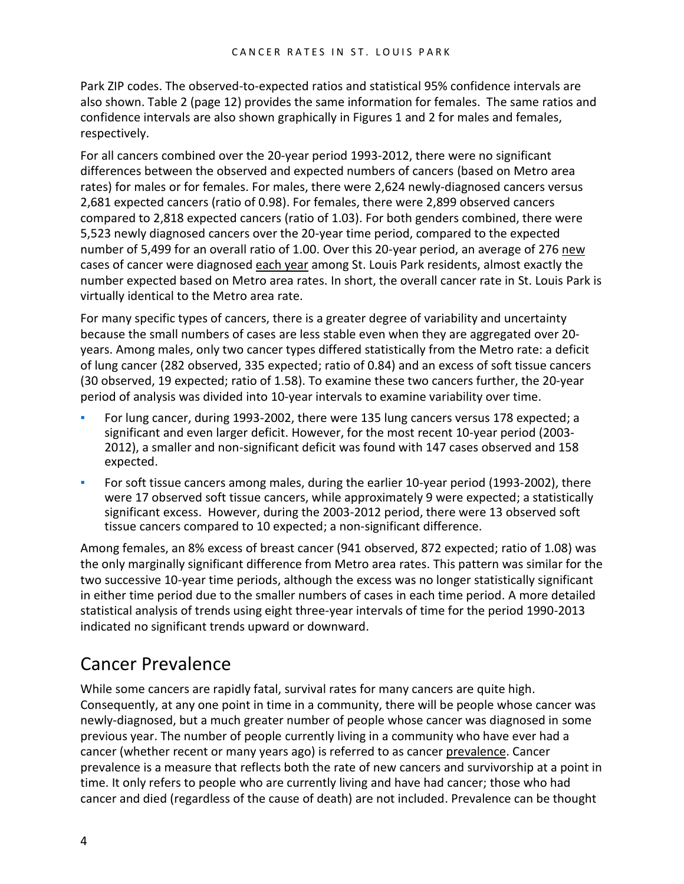Park ZIP codes. The observed-to-expected ratios and statistical 95% confidence intervals are also shown. Table 2 (page 12) provides the same information for females. The same ratios and confidence intervals are also shown graphically in Figures 1 and 2 for males and females, respectively.

For all cancers combined over the 20-year period 1993-2012, there were no significant differences between the observed and expected numbers of cancers (based on Metro area rates) for males or for females. For males, there were 2,624 newly-diagnosed cancers versus 2,681 expected cancers (ratio of 0.98). For females, there were 2,899 observed cancers compared to 2,818 expected cancers (ratio of 1.03). For both genders combined, there were 5,523 newly diagnosed cancers over the 20-year time period, compared to the expected number of 5,499 for an overall ratio of 1.00. Over this 20-year period, an average of 276 <u>new</u> cases of cancer were diagnosed <u>each year</u> among St. Louis Park residents, almost exactly the number expected based on Metro area rates. In short, the overall cancer rate in St. Louis Park is virtually identical to the Metro area rate.

For many specific types of cancers, there is a greater degree of variability and uncertainty because the small numbers of cases are less stable even when they are aggregated over 20-years. Among males, only two cancer types differed statistically from the Metro rate: a deficit of lung cancer (282 observed, 335 expected; ratio of 0.84) and an excess of soft tissue cancers (30 observed, 19 expected; ratio of 1.58). To examine these two cancers further, the 20-year period of analysis was divided into 10-year intervals to examine variability over time.

- For lung cancer, during 1993-2002, there were 135 lung cancers versus 178 expected; a significant and even larger deficit. However, for the most recent 10-year period (2003-2012), a smaller and non-significant deficit was found with 147 cases observed and 158 expected.
- For soft tissue cancers among males, during the earlier 10-year period (1993-2002), there were 17 observed soft tissue cancers, while approximately 9 were expected; a statistically significant excess. However, during the 2003-2012 period, there were 13 observed soft tissue cancers compared to 10 expected; a non-significant difference.

Among females, an 8% excess of breast cancer (941 observed, 872 expected; ratio of 1.08) was the only marginally significant difference from Metro area rates. This pattern was similar for the two successive 10-year time periods, although the excess was no longer statistically significant in either time period due to the smaller numbers of cases in each time period. A more detailed statistical analysis of trends using eight three-year intervals of time for the period 1990-2013 indicated no significant trends upward or downward.

## Cancer Prevalence

While some cancers are rapidly fatal, survival rates for many cancers are quite high. Consequently, at any one point in time in a community, there will be people whose cancer was newly-diagnosed, but a much greater number of people whose cancer was diagnosed in some previous year. The number of people currently living in a community who have ever had a cancer (whether recent or many years ago) is referred to as cancer <u>prevalence</u>. Cancer prevalence is a measure that reflects both the rate of new cancers and survivorship at a point in time. It only refers to people who are currently living and have had cancer; those who had cancer and died (regardless of the cause of death) are not included. Prevalence can be thought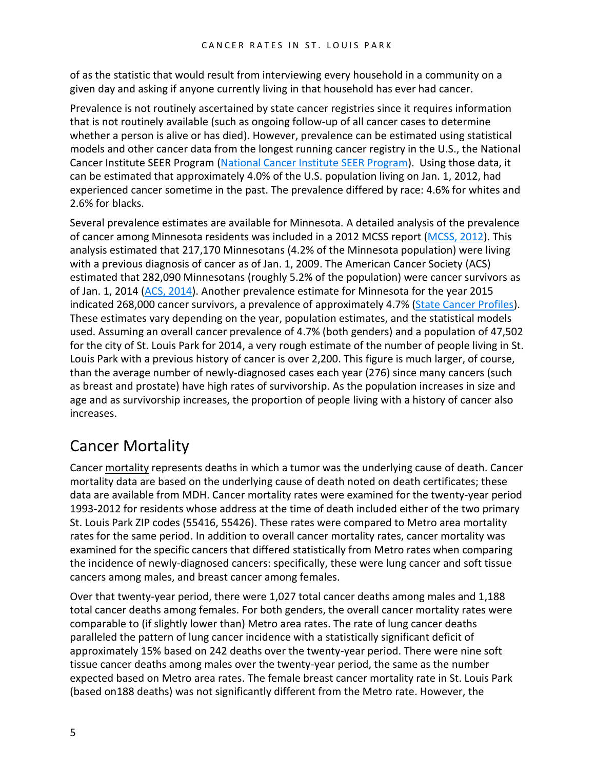of as the statistic that would result from interviewing every household in a community on a given day and asking if anyone currently living in that household has ever had cancer.

Prevalence is not routinely ascertained by state cancer registries since it requires information that is not routinely available (such as ongoing follow-up of all cancer cases to determine whether a person is alive or has died). However, prevalence can be estimated using statistical models and other cancer data from the longest running cancer registry in the U.S., the National Cancer Institute SEER Program (National Cancer Institute SEER Program). Using those data, it can be estimated that approximately 4.0% of the U.S. population living on Jan. 1, 2012, had experienced cancer sometime in the past. The prevalence differed by race: 4.6% for whites and 2.6% for blacks.

Several prevalence estimates are available for Minnesota. A detailed analysis of the prevalence of cancer among Minnesota residents was included in a 2012 MCSS report (MCSS, 2012). This analysis estimated that 217,170 Minnesotans (4.2% of the Minnesota population) were living with a previous diagnosis of cancer as of Jan. 1, 2009. The American Cancer Society (ACS) estimated that 282,090 Minnesotans (roughly 5.2% of the population) were cancer survivors as of Jan. 1, 2014 (ACS, 2014). Another prevalence estimate for Minnesota for the year 2015 indicated 268,000 cancer survivors, a prevalence of approximately 4.7% (State Cancer Profiles). These estimates vary depending on the year, population estimates, and the statistical models used. Assuming an overall cancer prevalence of 4.7% (both genders) and a population of 47,502 for the city of St. Louis Park for 2014, a very rough estimate of the number of people living in St. Louis Park with a previous history of cancer is over 2,200. This figure is much larger, of course, than the average number of newly-diagnosed cases each year (276) since many cancers (such as breast and prostate) have high rates of survivorship. As the population increases in size and age and as survivorship increases, the proportion of people living with a history of cancer also increases.

## Cancer Mortality

Cancer mortality represents deaths in which a tumor was the underlying cause of death. Cancer mortality data are based on the underlying cause of death noted on death certificates; these data are available from MDH. Cancer mortality rates were examined for the twenty-year period 1993-2012 for residents whose address at the time of death included either of the two primary St. Louis Park ZIP codes (55416, 55426). These rates were compared to Metro area mortality rates for the same period. In addition to overall cancer mortality rates, cancer mortality was examined for the specific cancers that differed statistically from Metro rates when comparing the incidence of newly-diagnosed cancers: specifically, these were lung cancer and soft tissue cancers among males, and breast cancer among females.

Over that twenty-year period, there were 1,027 total cancer deaths among males and 1,188 total cancer deaths among females. For both genders, the overall cancer mortality rates were comparable to (if slightly lower than) Metro area rates. The rate of lung cancer deaths paralleled the pattern of lung cancer incidence with a statistically significant deficit of approximately 15% based on 242 deaths over the twenty-year period. There were nine soft tissue cancer deaths among males over the twenty-year period, the same as the number expected based on Metro area rates. The female breast cancer mortality rate in St. Louis Park (based on188 deaths) was not significantly different from the Metro rate. However, the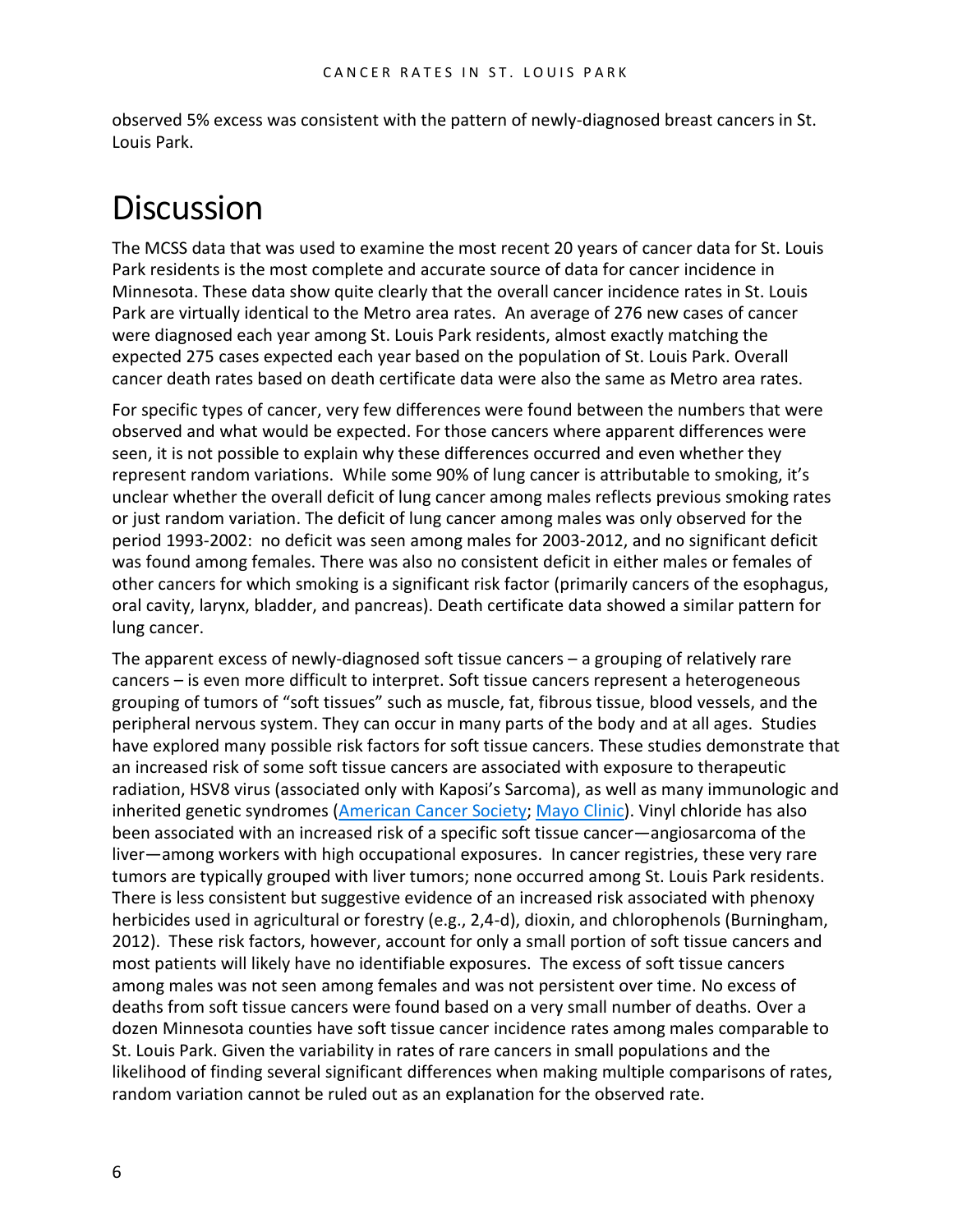observed 5% excess was consistent with the pattern of newly-diagnosed breast cancers in St. Louis Park.

# Discussion

The MCSS data that was used to examine the most recent 20 years of cancer data for St. Louis Park residents is the most complete and accurate source of data for cancer incidence in Minnesota. These data show quite clearly that the overall cancer incidence rates in St. Louis Park are virtually identical to the Metro area rates. An average of 276 new cases of cancer were diagnosed each year among St. Louis Park residents, almost exactly matching the expected 275 cases expected each year based on the population of St. Louis Park. Overall cancer death rates based on death certificate data were also the same as Metro area rates.

For specific types of cancer, very few differences were found between the numbers that were observed and what would be expected. For those cancers where apparent differences were seen, it is not possible to explain why these differences occurred and even whether they represent random variations. While some 90% of lung cancer is attributable to smoking, it's unclear whether the overall deficit of lung cancer among males reflects previous smoking rates or just random variation. The deficit of lung cancer among males was only observed for the period 1993-2002: no deficit was seen among males for 2003-2012, and no significant deficit was found among females. There was also no consistent deficit in either males or females of other cancers for which smoking is a significant risk factor (primarily cancers of the esophagus, oral cavity, larynx, bladder, and pancreas). Death certificate data showed a similar pattern for lung cancer.

The apparent excess of newly-diagnosed soft tissue cancers – a grouping of relatively rare cancers – is even more difficult to interpret. Soft tissue cancers represent a heterogeneous grouping of tumors of "soft tissues" such as muscle, fat, fibrous tissue, blood vessels, and the peripheral nervous system. They can occur in many parts of the body and at all ages. Studies have explored many possible risk factors for soft tissue cancers. These studies demonstrate that an increased risk of some soft tissue cancers are associated with exposure to therapeutic radiation, HSV8 virus (associated only with Kaposi's Sarcoma), as well as many immunologic and inherited genetic syndromes (American Cancer Society; Mayo Clinic). Vinyl chloride has also been associated with an increased risk of a specific soft tissue cancer—angiosarcoma of the liver—among workers with high occupational exposures. In cancer registries, these very rare tumors are typically grouped with liver tumors; none occurred among St. Louis Park residents. There is less consistent but suggestive evidence of an increased risk associated with phenoxy herbicides used in agricultural or forestry (e.g., 2,4-d), dioxin, and chlorophenols (Burningham, 2012). These risk factors, however, account for only a small portion of soft tissue cancers and most patients will likely have no identifiable exposures. The excess of soft tissue cancers among males was not seen among females and was not persistent over time. No excess of deaths from soft tissue cancers were found based on a very small number of deaths. Over a dozen Minnesota counties have soft tissue cancer incidence rates among males comparable to St. Louis Park. Given the variability in rates of rare cancers in small populations and the likelihood of finding several significant differences when making multiple comparisons of rates, random variation cannot be ruled out as an explanation for the observed rate.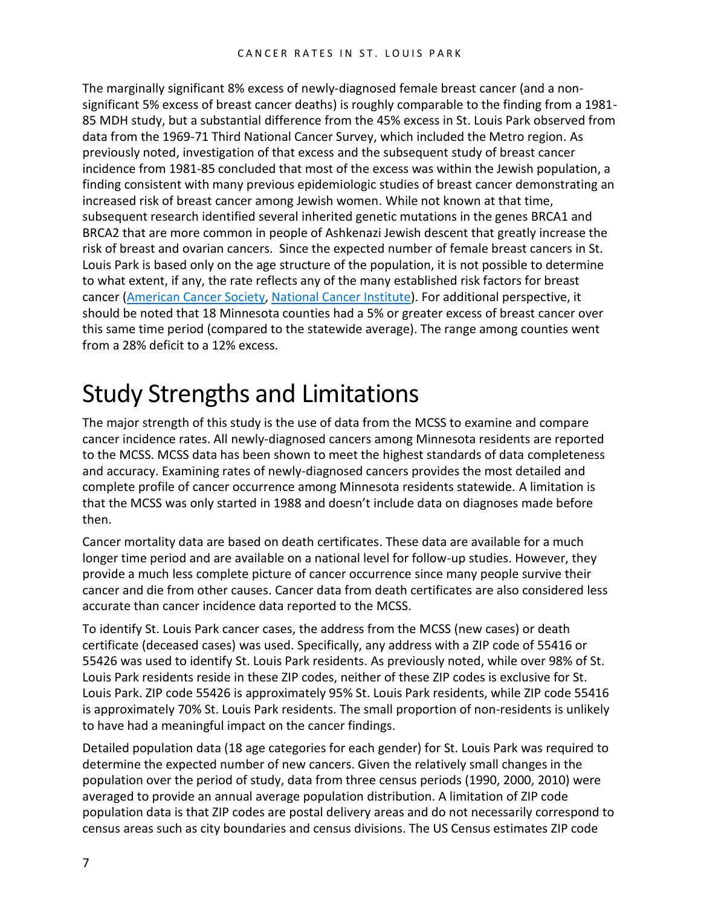The marginally significant 8% excess of newly-diagnosed female breast cancer (and a non-significant 5% excess of breast cancer deaths) is roughly comparable to the finding from a 1981-85 MDH study, but a substantial difference from the 45% excess in St. Louis Park observed from data from the 1969-71 Third National Cancer Survey, which included the Metro region. As previously noted, investigation of that excess and the subsequent study of breast cancer incidence from 1981-85 concluded that most of the excess was within the Jewish population, a finding consistent with many previous epidemiologic studies of breast cancer demonstrating an increased risk of breast cancer among Jewish women. While not known at that time, subsequent research identified several inherited genetic mutations in the genes BRCA1 and BRCA2 that are more common in people of Ashkenazi Jewish descent that greatly increase the risk of breast and ovarian cancers. Since the expected number of female breast cancers in St. Louis Park is based only on the age structure of the population, it is not possible to determine to what extent, if any, the rate reflects any of the many established risk factors for breast cancer (American Cancer Society, National Cancer Institute). For additional perspective, it should be noted that 18 Minnesota counties had a 5% or greater excess of breast cancer over this same time period (compared to the statewide average). The range among counties went from a 28% deficit to a 12% excess.

# Study Strengths and Limitations

The major strength of this study is the use of data from the MCSS to examine and compare cancer incidence rates. All newly-diagnosed cancers among Minnesota residents are reported to the MCSS. MCSS data has been shown to meet the highest standards of data completeness and accuracy. Examining rates of newly-diagnosed cancers provides the most detailed and complete profile of cancer occurrence among Minnesota residents statewide. A limitation is that the MCSS was only started in 1988 and doesn't include data on diagnoses made before then.

Cancer mortality data are based on death certificates. These data are available for a much longer time period and are available on a national level for follow-up studies. However, they provide a much less complete picture of cancer occurrence since many people survive their cancer and die from other causes. Cancer data from death certificates are also considered less accurate than cancer incidence data reported to the MCSS.

To identify St. Louis Park cancer cases, the address from the MCSS (new cases) or death certificate (deceased cases) was used. Specifically, any address with a ZIP code of 55416 or 55426 was used to identify St. Louis Park residents. As previously noted, while over 98% of St. Louis Park residents reside in these ZIP codes, neither of these ZIP codes is exclusive for St. Louis Park. ZIP code 55426 is approximately 95% St. Louis Park residents, while ZIP code 55416 is approximately 70% St. Louis Park residents. The small proportion of non-residents is unlikely to have had a meaningful impact on the cancer findings.

Detailed population data (18 age categories for each gender) for St. Louis Park was required to determine the expected number of new cancers. Given the relatively small changes in the population over the period of study, data from three census periods (1990, 2000, 2010) were averaged to provide an annual average population distribution. A limitation of ZIP code population data is that ZIP codes are postal delivery areas and do not necessarily correspond to census areas such as city boundaries and census divisions. The US Census estimates ZIP code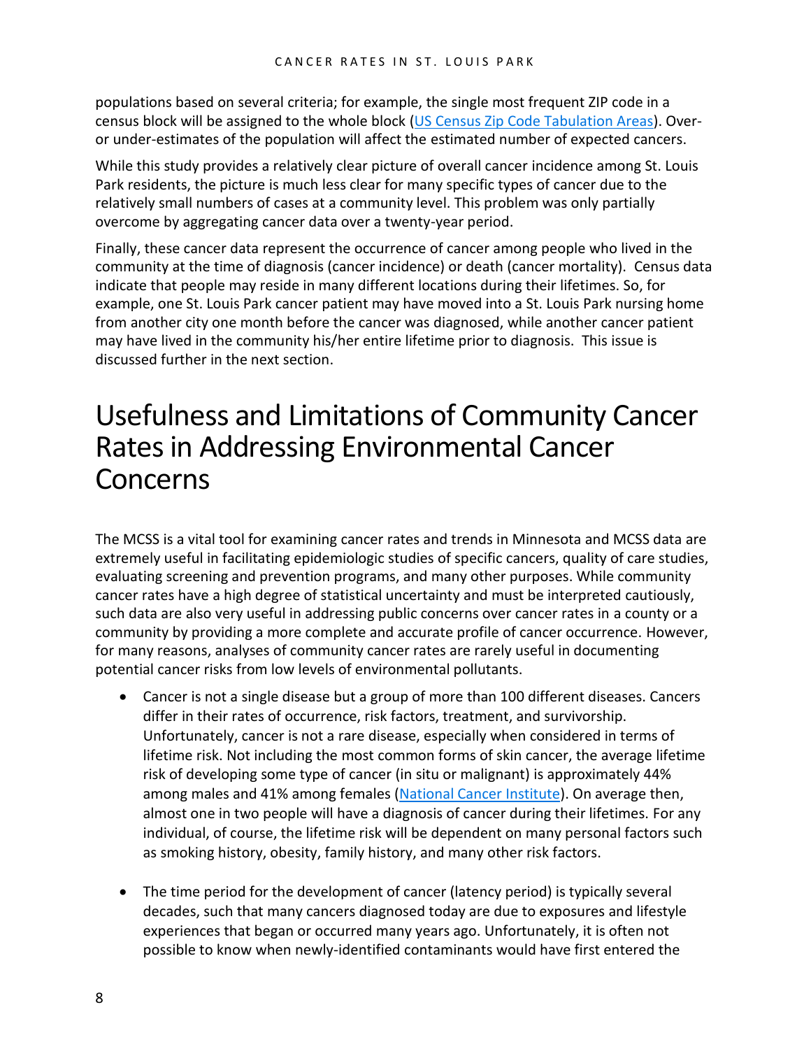populations based on several criteria; for example, the single most frequent ZIP code in a census block will be assigned to the whole block (US Census Zip Code Tabulation Areas). Over- or under-estimates of the population will affect the estimated number of expected cancers.

While this study provides a relatively clear picture of overall cancer incidence among St. Louis Park residents, the picture is much less clear for many specific types of cancer due to the relatively small numbers of cases at a community level. This problem was only partially overcome by aggregating cancer data over a twenty-year period.

Finally, these cancer data represent the occurrence of cancer among people who lived in the community at the time of diagnosis (cancer incidence) or death (cancer mortality). Census data indicate that people may reside in many different locations during their lifetimes. So, for example, one St. Louis Park cancer patient may have moved into a St. Louis Park nursing home from another city one month before the cancer was diagnosed, while another cancer patient may have lived in the community his/her entire lifetime prior to diagnosis. This issue is discussed further in the next section.

# Usefulness and Limitations of Community Cancer Rates in Addressing Environmental Cancer Concerns

The MCSS is a vital tool for examining cancer rates and trends in Minnesota and MCSS data are extremely useful in facilitating epidemiologic studies of specific cancers, quality of care studies, evaluating screening and prevention programs, and many other purposes. While community cancer rates have a high degree of statistical uncertainty and must be interpreted cautiously, such data are also very useful in addressing public concerns over cancer rates in a county or a community by providing a more complete and accurate profile of cancer occurrence. However, for many reasons, analyses of community cancer rates are rarely useful in documenting potential cancer risks from low levels of environmental pollutants.

- Cancer is not a single disease but a group of more than 100 different diseases. Cancers differ in their rates of occurrence, risk factors, treatment, and survivorship. Unfortunately, cancer is not a rare disease, especially when considered in terms of lifetime risk. Not including the most common forms of skin cancer, the average lifetime risk of developing some type of cancer (in situ or malignant) is approximately 44% among males and 41% among females (National Cancer Institute). On average then, almost one in two people will have a diagnosis of cancer during their lifetimes. For any individual, of course, the lifetime risk will be dependent on many personal factors such as smoking history, obesity, family history, and many other risk factors.

- The time period for the development of cancer (latency period) is typically several decades, such that many cancers diagnosed today are due to exposures and lifestyle experiences that began or occurred many years ago. Unfortunately, it is often not possible to know when newly-identified contaminants would have first entered the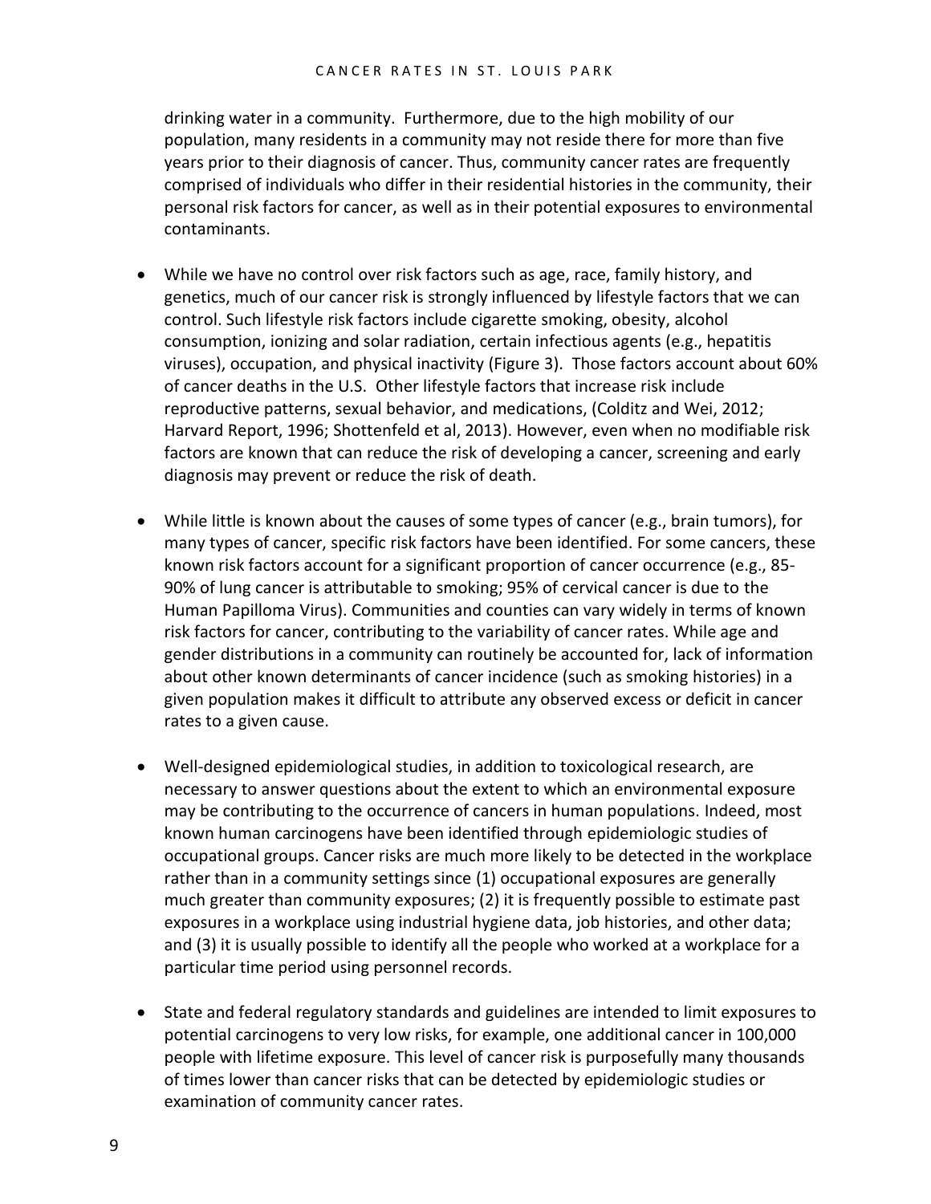drinking water in a community. Furthermore, due to the high mobility of our population, many residents in a community may not reside there for more than five years prior to their diagnosis of cancer. Thus, community cancer rates are frequently comprised of individuals who differ in their residential histories in the community, their personal risk factors for cancer, as well as in their potential exposures to environmental contaminants.

- While we have no control over risk factors such as age, race, family history, and genetics, much of our cancer risk is strongly influenced by lifestyle factors that we can control. Such lifestyle risk factors include cigarette smoking, obesity, alcohol consumption, ionizing and solar radiation, certain infectious agents (e.g., hepatitis viruses), occupation, and physical inactivity (Figure 3). Those factors account about 60% of cancer deaths in the U.S. Other lifestyle factors that increase risk include reproductive patterns, sexual behavior, and medications, (Colditz and Wei, 2012; Harvard Report, 1996; Shottenfeld et al, 2013). However, even when no modifiable risk factors are known that can reduce the risk of developing a cancer, screening and early diagnosis may prevent or reduce the risk of death.

- While little is known about the causes of some types of cancer (e.g., brain tumors), for many types of cancer, specific risk factors have been identified. For some cancers, these known risk factors account for a significant proportion of cancer occurrence (e.g., 85-90% of lung cancer is attributable to smoking; 95% of cervical cancer is due to the Human Papilloma Virus). Communities and counties can vary widely in terms of known risk factors for cancer, contributing to the variability of cancer rates. While age and gender distributions in a community can routinely be accounted for, lack of information about other known determinants of cancer incidence (such as smoking histories) in a given population makes it difficult to attribute any observed excess or deficit in cancer rates to a given cause.

- Well-designed epidemiological studies, in addition to toxicological research, are necessary to answer questions about the extent to which an environmental exposure may be contributing to the occurrence of cancers in human populations. Indeed, most known human carcinogens have been identified through epidemiologic studies of occupational groups. Cancer risks are much more likely to be detected in the workplace rather than in a community settings since (1) occupational exposures are generally much greater than community exposures; (2) it is frequently possible to estimate past exposures in a workplace using industrial hygiene data, job histories, and other data; and (3) it is usually possible to identify all the people who worked at a workplace for a particular time period using personnel records.

- State and federal regulatory standards and guidelines are intended to limit exposures to potential carcinogens to very low risks, for example, one additional cancer in 100,000 people with lifetime exposure. This level of cancer risk is purposefully many thousands of times lower than cancer risks that can be detected by epidemiologic studies or examination of community cancer rates.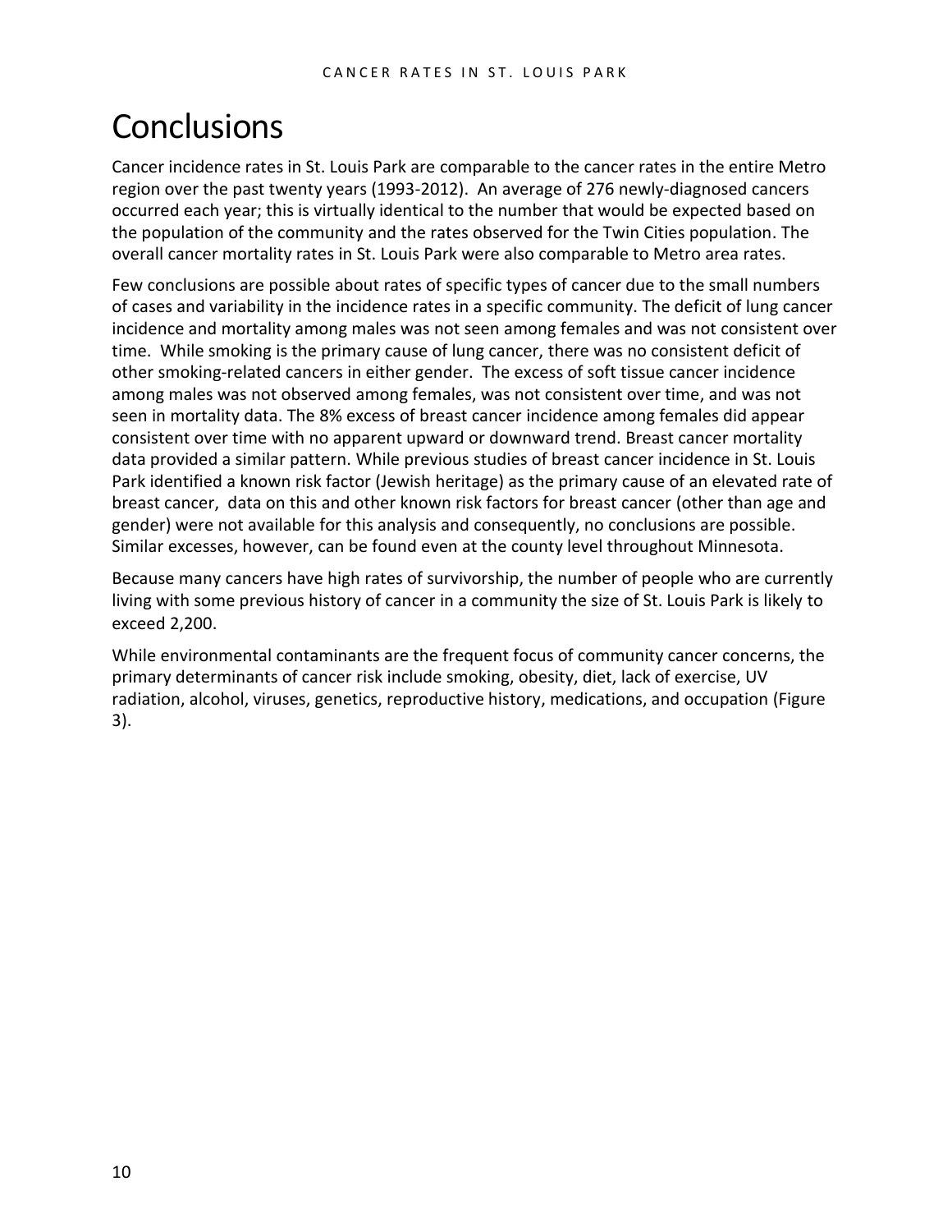# Conclusions

Cancer incidence rates in St. Louis Park are comparable to the cancer rates in the entire Metro region over the past twenty years (1993-2012). An average of 276 newly-diagnosed cancers occurred each year; this is virtually identical to the number that would be expected based on the population of the community and the rates observed for the Twin Cities population. The overall cancer mortality rates in St. Louis Park were also comparable to Metro area rates.

Few conclusions are possible about rates of specific types of cancer due to the small numbers of cases and variability in the incidence rates in a specific community. The deficit of lung cancer incidence and mortality among males was not seen among females and was not consistent over time. While smoking is the primary cause of lung cancer, there was no consistent deficit of other smoking-related cancers in either gender. The excess of soft tissue cancer incidence among males was not observed among females, was not consistent over time, and was not seen in mortality data. The 8% excess of breast cancer incidence among females did appear consistent over time with no apparent upward or downward trend. Breast cancer mortality data provided a similar pattern. While previous studies of breast cancer incidence in St. Louis Park identified a known risk factor (Jewish heritage) as the primary cause of an elevated rate of breast cancer, data on this and other known risk factors for breast cancer (other than age and gender) were not available for this analysis and consequently, no conclusions are possible. Similar excesses, however, can be found even at the county level throughout Minnesota.

Because many cancers have high rates of survivorship, the number of people who are currently living with some previous history of cancer in a community the size of St. Louis Park is likely to exceed 2,200.

While environmental contaminants are the frequent focus of community cancer concerns, the primary determinants of cancer risk include smoking, obesity, diet, lack of exercise, UV radiation, alcohol, viruses, genetics, reproductive history, medications, and occupation (Figure 3).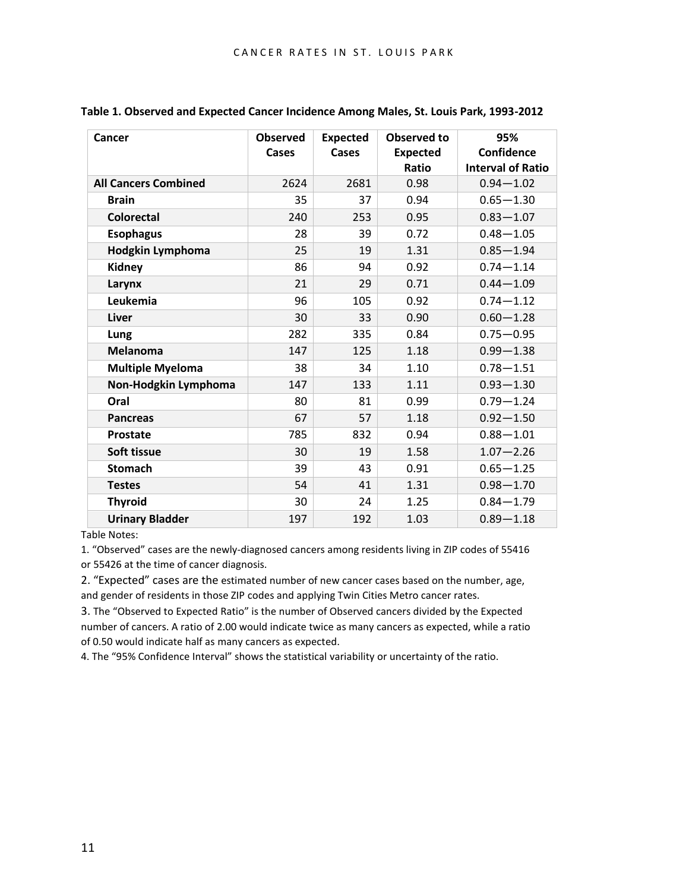**Table 1. Observed and Expected Cancer Incidence Among Males, St. Louis Park, 1993-2012**

| Cancer | Observed Cases | Expected Cases | Observed to Expected Ratio | 95% Confidence Interval of Ratio |
|---|---|---|---|---|
| **All Cancers Combined** | 2624 | 2681 | 0.98 | 0.94—1.02 |
| **Brain** | 35 | 37 | 0.94 | 0.65—1.30 |
| **Colorectal** | 240 | 253 | 0.95 | 0.83—1.07 |
| **Esophagus** | 28 | 39 | 0.72 | 0.48—1.05 |
| **Hodgkin Lymphoma** | 25 | 19 | 1.31 | 0.85—1.94 |
| **Kidney** | 86 | 94 | 0.92 | 0.74—1.14 |
| **Larynx** | 21 | 29 | 0.71 | 0.44—1.09 |
| **Leukemia** | 96 | 105 | 0.92 | 0.74—1.12 |
| **Liver** | 30 | 33 | 0.90 | 0.60—1.28 |
| **Lung** | 282 | 335 | 0.84 | 0.75—0.95 |
| **Melanoma** | 147 | 125 | 1.18 | 0.99—1.38 |
| **Multiple Myeloma** | 38 | 34 | 1.10 | 0.78—1.51 |
| **Non-Hodgkin Lymphoma** | 147 | 133 | 1.11 | 0.93—1.30 |
| **Oral** | 80 | 81 | 0.99 | 0.79—1.24 |
| **Pancreas** | 67 | 57 | 1.18 | 0.92—1.50 |
| **Prostate** | 785 | 832 | 0.94 | 0.88—1.01 |
| **Soft tissue** | 30 | 19 | 1.58 | 1.07—2.26 |
| **Stomach** | 39 | 43 | 0.91 | 0.65—1.25 |
| **Testes** | 54 | 41 | 1.31 | 0.98—1.70 |
| **Thyroid** | 30 | 24 | 1.25 | 0.84—1.79 |
| **Urinary Bladder** | 197 | 192 | 1.03 | 0.89—1.18 |

Table Notes:

1. “Observed” cases are the newly-diagnosed cancers among residents living in ZIP codes of 55416 or 55426 at the time of cancer diagnosis.
2. “Expected” cases are the estimated number of new cancer cases based on the number, age, and gender of residents in those ZIP codes and applying Twin Cities Metro cancer rates.
3. The “Observed to Expected Ratio” is the number of Observed cancers divided by the Expected number of cancers. A ratio of 2.00 would indicate twice as many cancers as expected, while a ratio of 0.50 would indicate half as many cancers as expected.
4. The “95% Confidence Interval” shows the statistical variability or uncertainty of the ratio.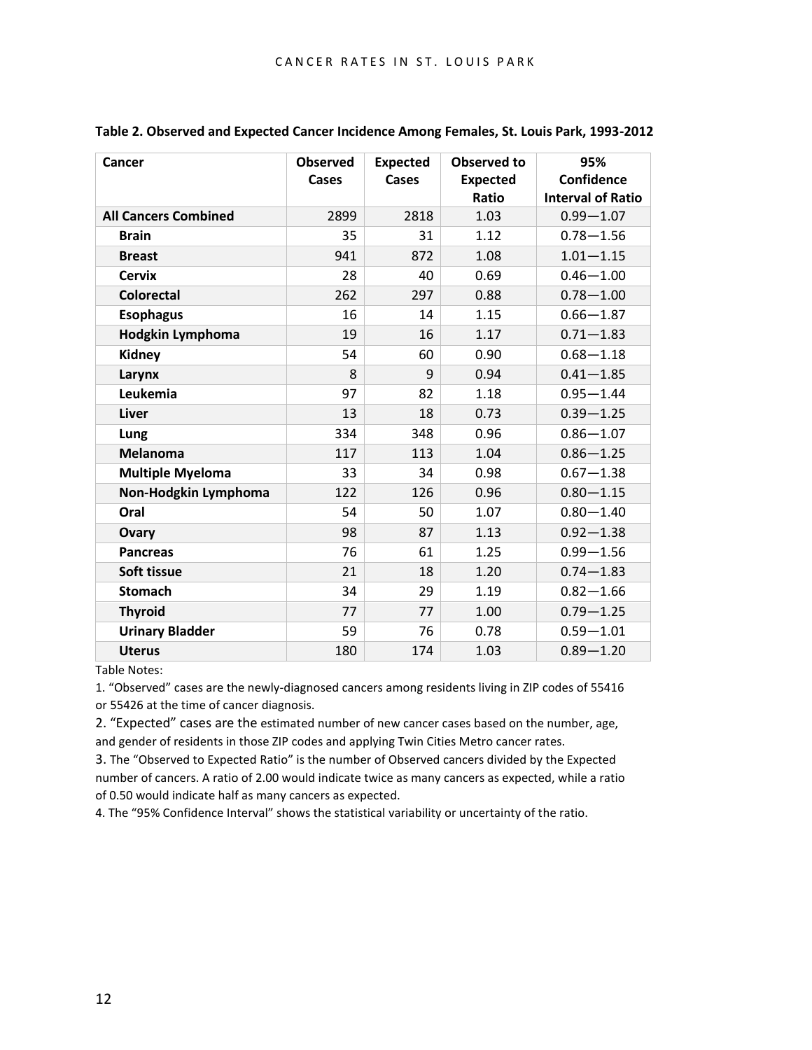**Table 2. Observed and Expected Cancer Incidence Among Females, St. Louis Park, 1993-2012**

| Cancer | Observed Cases | Expected Cases | Observed to Expected Ratio | 95% Confidence Interval of Ratio |
|---|---|---|---|---|
| **All Cancers Combined** | 2899 | 2818 | 1.03 | 0.99—1.07 |
| **Brain** | 35 | 31 | 1.12 | 0.78—1.56 |
| **Breast** | 941 | 872 | 1.08 | 1.01—1.15 |
| **Cervix** | 28 | 40 | 0.69 | 0.46—1.00 |
| **Colorectal** | 262 | 297 | 0.88 | 0.78—1.00 |
| **Esophagus** | 16 | 14 | 1.15 | 0.66—1.87 |
| **Hodgkin Lymphoma** | 19 | 16 | 1.17 | 0.71—1.83 |
| **Kidney** | 54 | 60 | 0.90 | 0.68—1.18 |
| **Larynx** | 8 | 9 | 0.94 | 0.41—1.85 |
| **Leukemia** | 97 | 82 | 1.18 | 0.95—1.44 |
| **Liver** | 13 | 18 | 0.73 | 0.39—1.25 |
| **Lung** | 334 | 348 | 0.96 | 0.86—1.07 |
| **Melanoma** | 117 | 113 | 1.04 | 0.86—1.25 |
| **Multiple Myeloma** | 33 | 34 | 0.98 | 0.67—1.38 |
| **Non-Hodgkin Lymphoma** | 122 | 126 | 0.96 | 0.80—1.15 |
| **Oral** | 54 | 50 | 1.07 | 0.80—1.40 |
| **Ovary** | 98 | 87 | 1.13 | 0.92—1.38 |
| **Pancreas** | 76 | 61 | 1.25 | 0.99—1.56 |
| **Soft tissue** | 21 | 18 | 1.20 | 0.74—1.83 |
| **Stomach** | 34 | 29 | 1.19 | 0.82—1.66 |
| **Thyroid** | 77 | 77 | 1.00 | 0.79—1.25 |
| **Urinary Bladder** | 59 | 76 | 0.78 | 0.59—1.01 |
| **Uterus** | 180 | 174 | 1.03 | 0.89—1.20 |

Table Notes:

1. "Observed" cases are the newly-diagnosed cancers among residents living in ZIP codes of 55416 or 55426 at the time of cancer diagnosis.
2. "Expected" cases are the estimated number of new cancer cases based on the number, age, and gender of residents in those ZIP codes and applying Twin Cities Metro cancer rates.
3. The "Observed to Expected Ratio" is the number of Observed cancers divided by the Expected number of cancers. A ratio of 2.00 would indicate twice as many cancers as expected, while a ratio of 0.50 would indicate half as many cancers as expected.
4. The "95% Confidence Interval" shows the statistical variability or uncertainty of the ratio.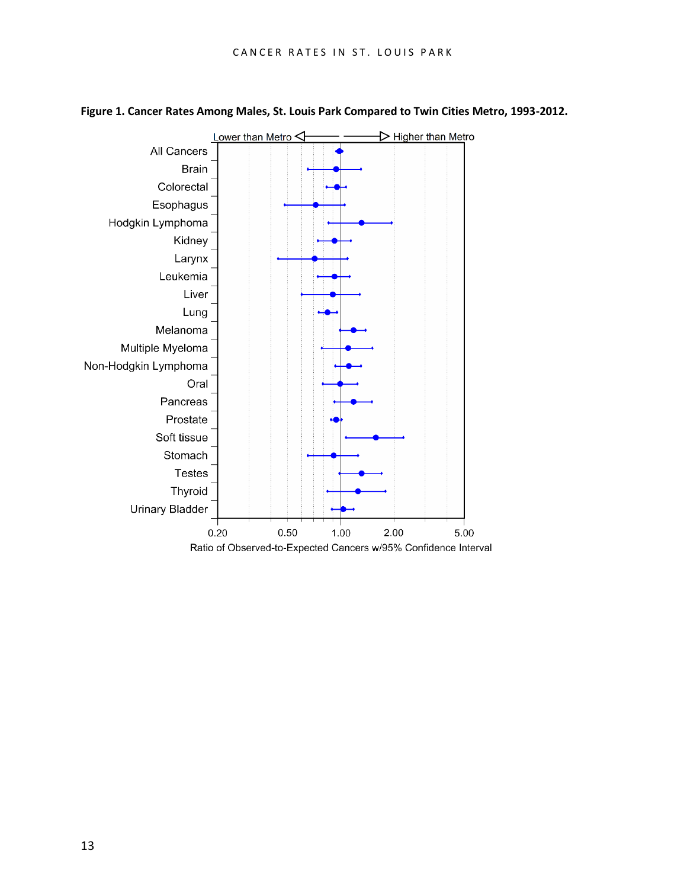**Figure 1. Cancer Rates Among Males, St. Louis Park Compared to Twin Cities Metro, 1993-2012.**

Lower than Metro ◁——— ———▷ Higher than Metro

All Cancers

Brain

Colorectal

Esophagus

Hodgkin Lymphoma

Kidney

Larynx

Leukemia

Liver

Lung

Melanoma

Multiple Myeloma

Non-Hodgkin Lymphoma

Oral

Pancreas

Prostate

Soft tissue

Stomach

Testes

Thyroid

Urinary Bladder

0.20 0.50 1.00 2.00 5.00

Ratio of Observed-to-Expected Cancers w/95% Confidence Interval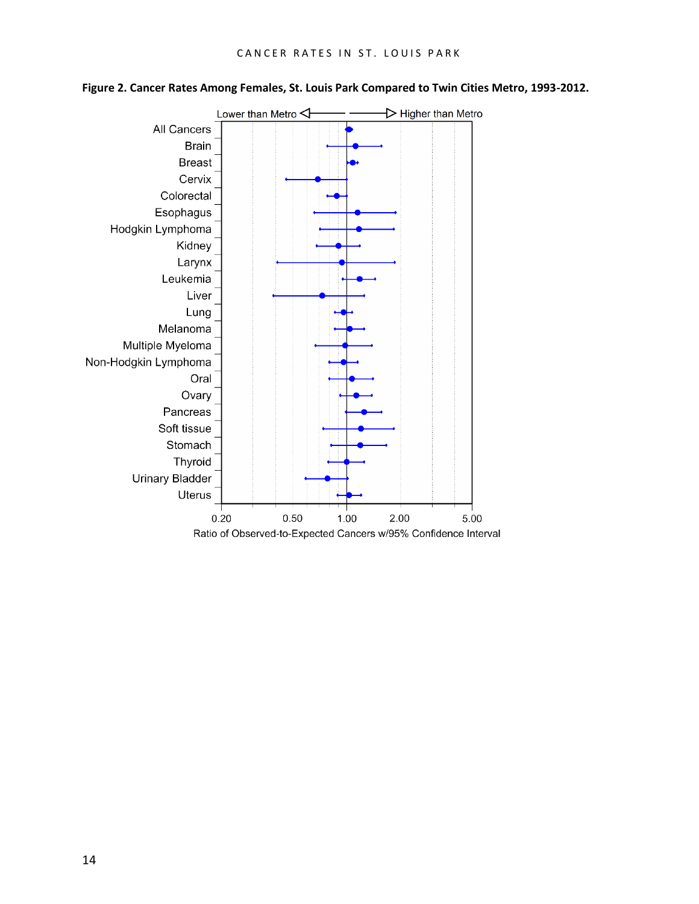**Figure 2. Cancer Rates Among Females, St. Louis Park Compared to Twin Cities Metro, 1993-2012.**

Lower than Metro ◁——— ———▷ Higher than Metro

All Cancers
Brain
Breast
Cervix
Colorectal
Esophagus
Hodgkin Lymphoma
Kidney
Larynx
Leukemia
Liver
Lung
Melanoma
Multiple Myeloma
Non-Hodgkin Lymphoma
Oral
Ovary
Pancreas
Soft tissue
Stomach
Thyroid
Urinary Bladder
Uterus

0.20 0.50 1.00 2.00 5.00

Ratio of Observed-to-Expected Cancers w/95% Confidence Interval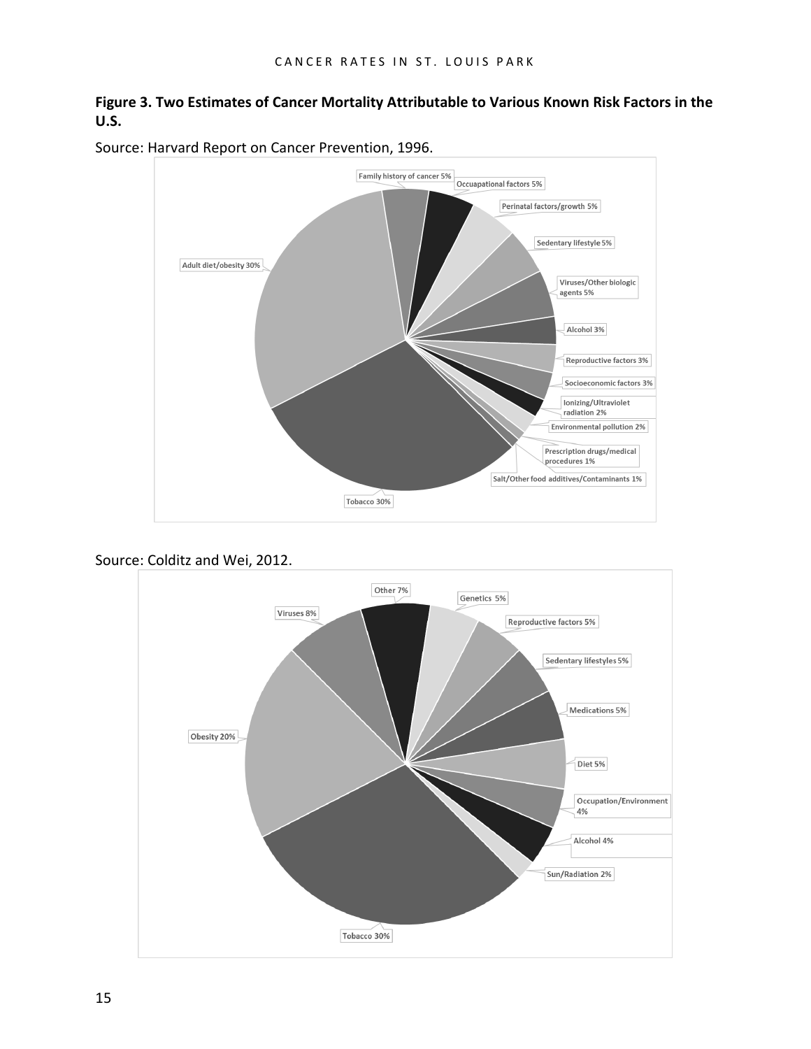**Figure 3. Two Estimates of Cancer Mortality Attributable to Various Known Risk Factors in the U.S.**

Source: Harvard Report on Cancer Prevention, 1996.

Family history of cancer 5%
Occuapational factors 5%
Perinatal factors/growth 5%
Sedentary lifestyle 5%
Viruses/Other biologic agents 5%
Alcohol 3%
Reproductive factors 3%
Socioeconomic factors 3%
Ionizing/Ultraviolet radiation 2%
Environmental pollution 2%
Prescription drugs/medical procedures 1%
Salt/Other food additives/Contaminants 1%
Tobacco 30%
Adult diet/obesity 30%

Source: Colditz and Wei, 2012.

Other 7%
Genetics 5%
Reproductive factors 5%
Sedentary lifestyles 5%
Medications 5%
Diet 5%
Occupation/Environment 4%
Alcohol 4%
Sun/Radiation 2%
Tobacco 30%
Obesity 20%
Viruses 8%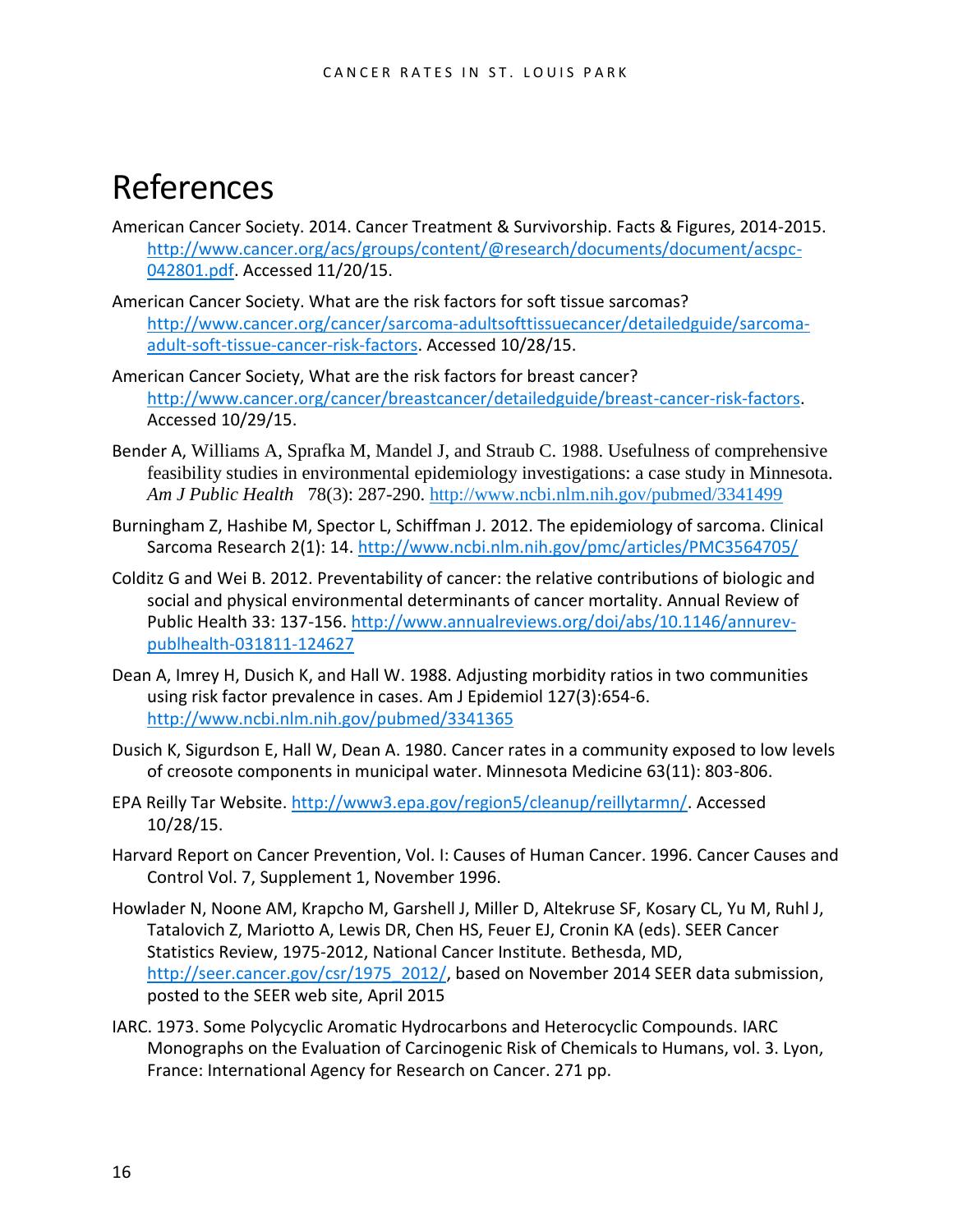# References

American Cancer Society. 2014. Cancer Treatment & Survivorship. Facts & Figures, 2014-2015. http://www.cancer.org/acs/groups/content/@research/documents/document/acspc-042801.pdf. Accessed 11/20/15.

American Cancer Society. What are the risk factors for soft tissue sarcomas? http://www.cancer.org/cancer/sarcoma-adultsofttissuecancer/detailedguide/sarcoma-adult-soft-tissue-cancer-risk-factors. Accessed 10/28/15.

American Cancer Society, What are the risk factors for breast cancer? http://www.cancer.org/cancer/breastcancer/detailedguide/breast-cancer-risk-factors. Accessed 10/29/15.

Bender A, Williams A, Sprafka M, Mandel J, and Straub C. 1988. Usefulness of comprehensive feasibility studies in environmental epidemiology investigations: a case study in Minnesota. *Am J Public Health* 78(3): 287-290. http://www.ncbi.nlm.nih.gov/pubmed/3341499

Burningham Z, Hashibe M, Spector L, Schiffman J. 2012. The epidemiology of sarcoma. Clinical Sarcoma Research 2(1): 14. http://www.ncbi.nlm.nih.gov/pmc/articles/PMC3564705/

Colditz G and Wei B. 2012. Preventability of cancer: the relative contributions of biologic and social and physical environmental determinants of cancer mortality. Annual Review of Public Health 33: 137-156. http://www.annualreviews.org/doi/abs/10.1146/annurev-publhealth-031811-124627

Dean A, Imrey H, Dusich K, and Hall W. 1988. Adjusting morbidity ratios in two communities using risk factor prevalence in cases. Am J Epidemiol 127(3):654-6. http://www.ncbi.nlm.nih.gov/pubmed/3341365

Dusich K, Sigurdson E, Hall W, Dean A. 1980. Cancer rates in a community exposed to low levels of creosote components in municipal water. Minnesota Medicine 63(11): 803-806.

EPA Reilly Tar Website. http://www3.epa.gov/region5/cleanup/reillytarmn/. Accessed 10/28/15.

Harvard Report on Cancer Prevention, Vol. I: Causes of Human Cancer. 1996. Cancer Causes and Control Vol. 7, Supplement 1, November 1996.

Howlader N, Noone AM, Krapcho M, Garshell J, Miller D, Altekruse SF, Kosary CL, Yu M, Ruhl J, Tatalovich Z, Mariotto A, Lewis DR, Chen HS, Feuer EJ, Cronin KA (eds). SEER Cancer Statistics Review, 1975-2012, National Cancer Institute. Bethesda, MD, http://seer.cancer.gov/csr/1975_2012/, based on November 2014 SEER data submission, posted to the SEER web site, April 2015

IARC. 1973. Some Polycyclic Aromatic Hydrocarbons and Heterocyclic Compounds. IARC Monographs on the Evaluation of Carcinogenic Risk of Chemicals to Humans, vol. 3. Lyon, France: International Agency for Research on Cancer. 271 pp.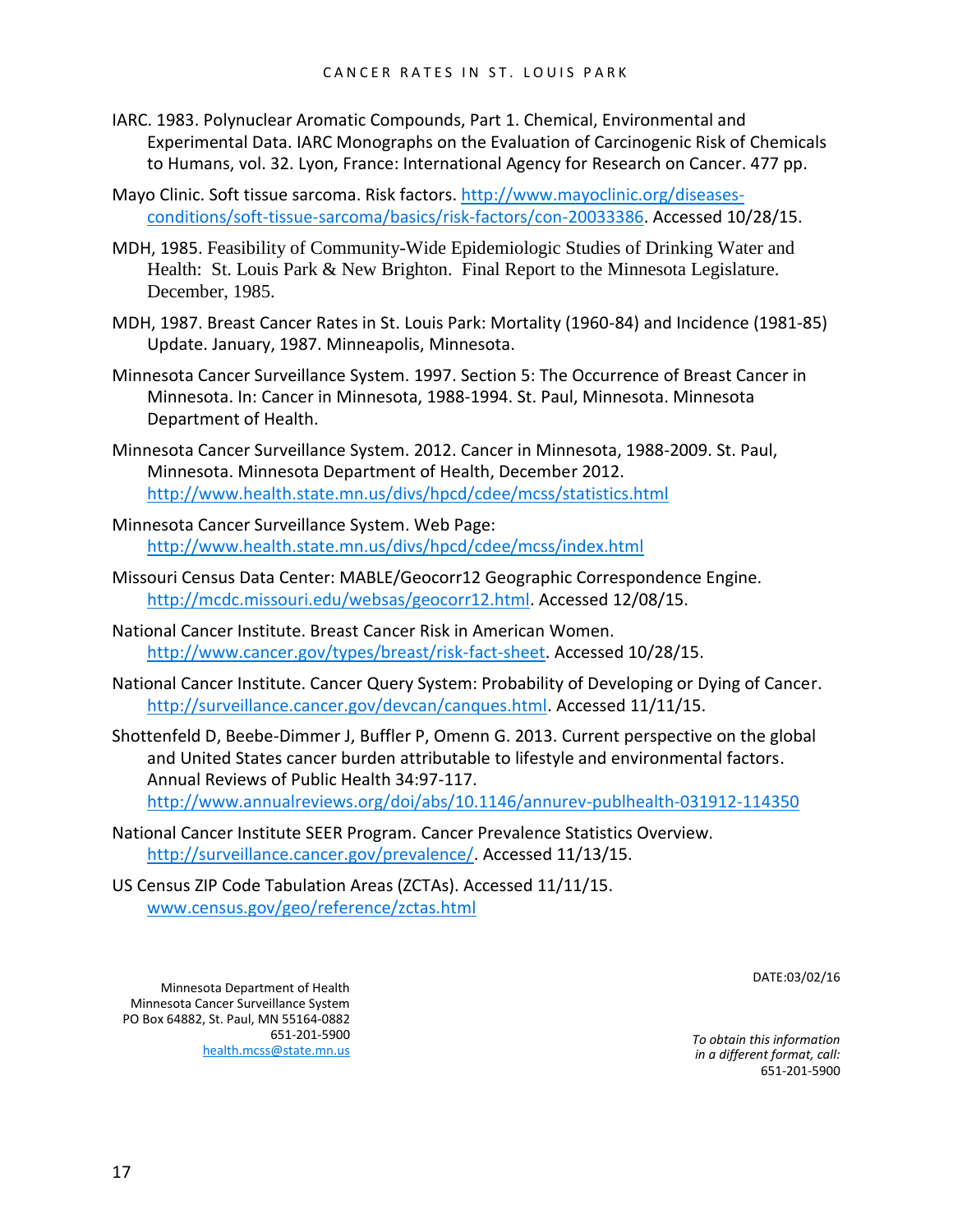IARC. 1983. Polynuclear Aromatic Compounds, Part 1. Chemical, Environmental and Experimental Data. IARC Monographs on the Evaluation of Carcinogenic Risk of Chemicals to Humans, vol. 32. Lyon, France: International Agency for Research on Cancer. 477 pp.

Mayo Clinic. Soft tissue sarcoma. Risk factors. http://www.mayoclinic.org/diseases-conditions/soft-tissue-sarcoma/basics/risk-factors/con-20033386. Accessed 10/28/15.

MDH, 1985. Feasibility of Community-Wide Epidemiologic Studies of Drinking Water and Health: St. Louis Park & New Brighton. Final Report to the Minnesota Legislature. December, 1985.

MDH, 1987. Breast Cancer Rates in St. Louis Park: Mortality (1960-84) and Incidence (1981-85) Update. January, 1987. Minneapolis, Minnesota.

Minnesota Cancer Surveillance System. 1997. Section 5: The Occurrence of Breast Cancer in Minnesota. In: Cancer in Minnesota, 1988-1994. St. Paul, Minnesota. Minnesota Department of Health.

Minnesota Cancer Surveillance System. 2012. Cancer in Minnesota, 1988-2009. St. Paul, Minnesota. Minnesota Department of Health, December 2012. http://www.health.state.mn.us/divs/hpcd/cdee/mcss/statistics.html

Minnesota Cancer Surveillance System. Web Page: http://www.health.state.mn.us/divs/hpcd/cdee/mcss/index.html

Missouri Census Data Center: MABLE/Geocorr12 Geographic Correspondence Engine. http://mcdc.missouri.edu/websas/geocorr12.html. Accessed 12/08/15.

National Cancer Institute. Breast Cancer Risk in American Women. http://www.cancer.gov/types/breast/risk-fact-sheet. Accessed 10/28/15.

National Cancer Institute. Cancer Query System: Probability of Developing or Dying of Cancer. http://surveillance.cancer.gov/devcan/canques.html. Accessed 11/11/15.

Shottenfeld D, Beebe-Dimmer J, Buffler P, Omenn G. 2013. Current perspective on the global and United States cancer burden attributable to lifestyle and environmental factors. Annual Reviews of Public Health 34:97-117. http://www.annualreviews.org/doi/abs/10.1146/annurev-publhealth-031912-114350

National Cancer Institute SEER Program. Cancer Prevalence Statistics Overview. http://surveillance.cancer.gov/prevalence/. Accessed 11/13/15.

US Census ZIP Code Tabulation Areas (ZCTAs). Accessed 11/11/15. www.census.gov/geo/reference/zctas.html

Minnesota Department of Health
Minnesota Cancer Surveillance System
PO Box 64882, St. Paul, MN 55164-0882
651-201-5900
health.mcss@state.mn.us

DATE:03/02/16

*To obtain this information in a different format, call:*
651-201-5900